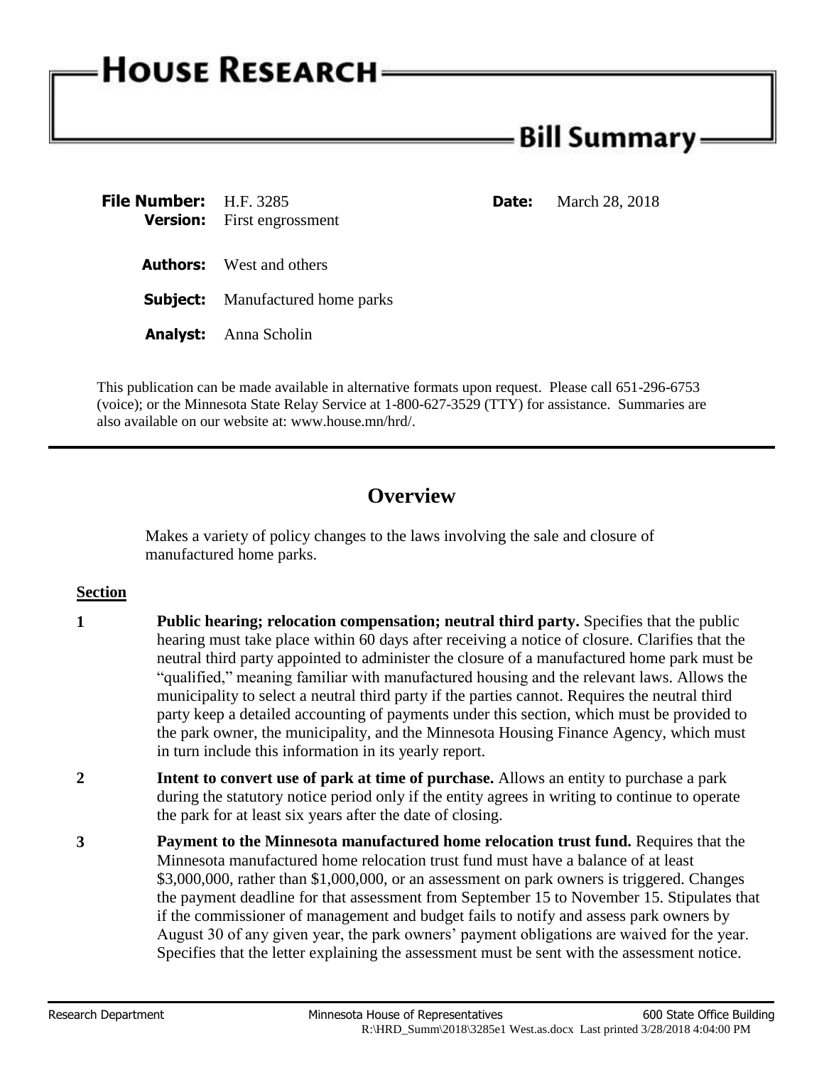# HOUSE RESEARCH

## Bill Summary

**File Number:** H.F. 3285

**Date:** March 28, 2018

**Version:** First engrossment

**Authors:** West and others

**Subject:** Manufactured home parks

**Analyst:** Anna Scholin

This publication can be made available in alternative formats upon request. Please call 651-296-6753 (voice); or the Minnesota State Relay Service at 1-800-627-3529 (TTY) for assistance. Summaries are also available on our website at: www.house.mn/hrd/.

---

## Overview

Makes a variety of policy changes to the laws involving the sale and closure of manufactured home parks.

**Section**

**1** **Public hearing; relocation compensation; neutral third party.** Specifies that the public hearing must take place within 60 days after receiving a notice of closure. Clarifies that the neutral third party appointed to administer the closure of a manufactured home park must be "qualified," meaning familiar with manufactured housing and the relevant laws. Allows the municipality to select a neutral third party if the parties cannot. Requires the neutral third party keep a detailed accounting of payments under this section, which must be provided to the park owner, the municipality, and the Minnesota Housing Finance Agency, which must in turn include this information in its yearly report.

**2** **Intent to convert use of park at time of purchase.** Allows an entity to purchase a park during the statutory notice period only if the entity agrees in writing to continue to operate the park for at least six years after the date of closing.

**3** **Payment to the Minnesota manufactured home relocation trust fund.** Requires that the Minnesota manufactured home relocation trust fund must have a balance of at least \$3,000,000, rather than \$1,000,000, or an assessment on park owners is triggered. Changes the payment deadline for that assessment from September 15 to November 15. Stipulates that if the commissioner of management and budget fails to notify and assess park owners by August 30 of any given year, the park owners' payment obligations are waived for the year. Specifies that the letter explaining the assessment must be sent with the assessment notice.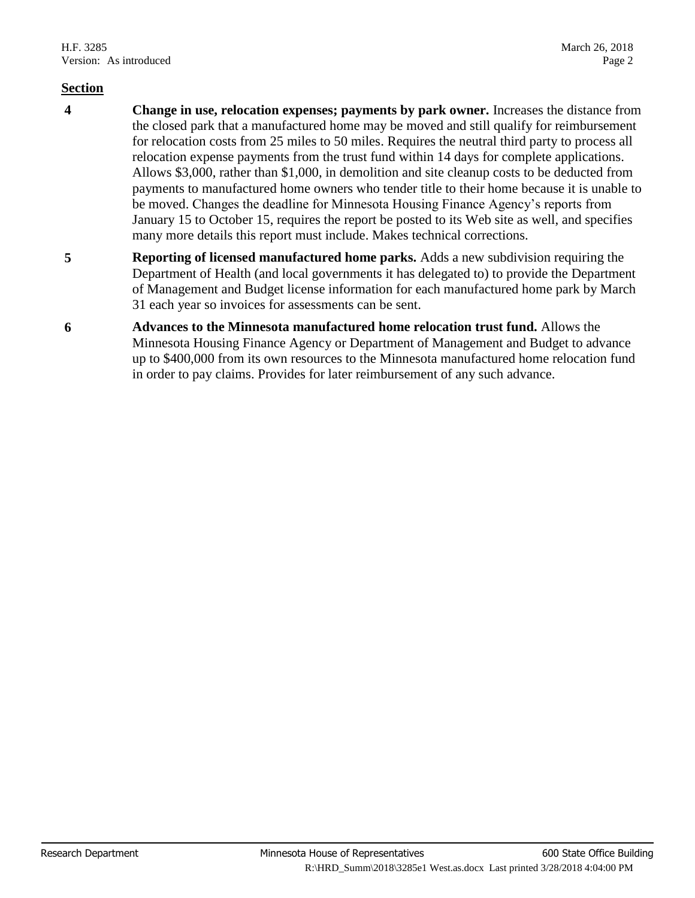**Section**

| | |
|---|---|
| **4** | **Change in use, relocation expenses; payments by park owner.** Increases the distance from the closed park that a manufactured home may be moved and still qualify for reimbursement for relocation costs from 25 miles to 50 miles. Requires the neutral third party to process all relocation expense payments from the trust fund within 14 days for complete applications. Allows $3,000, rather than $1,000, in demolition and site cleanup costs to be deducted from payments to manufactured home owners who tender title to their home because it is unable to be moved. Changes the deadline for Minnesota Housing Finance Agency's reports from January 15 to October 15, requires the report be posted to its Web site as well, and specifies many more details this report must include. Makes technical corrections. |
| **5** | **Reporting of licensed manufactured home parks.** Adds a new subdivision requiring the Department of Health (and local governments it has delegated to) to provide the Department of Management and Budget license information for each manufactured home park by March 31 each year so invoices for assessments can be sent. |
| **6** | **Advances to the Minnesota manufactured home relocation trust fund.** Allows the Minnesota Housing Finance Agency or Department of Management and Budget to advance up to $400,000 from its own resources to the Minnesota manufactured home relocation fund in order to pay claims. Provides for later reimbursement of any such advance. |